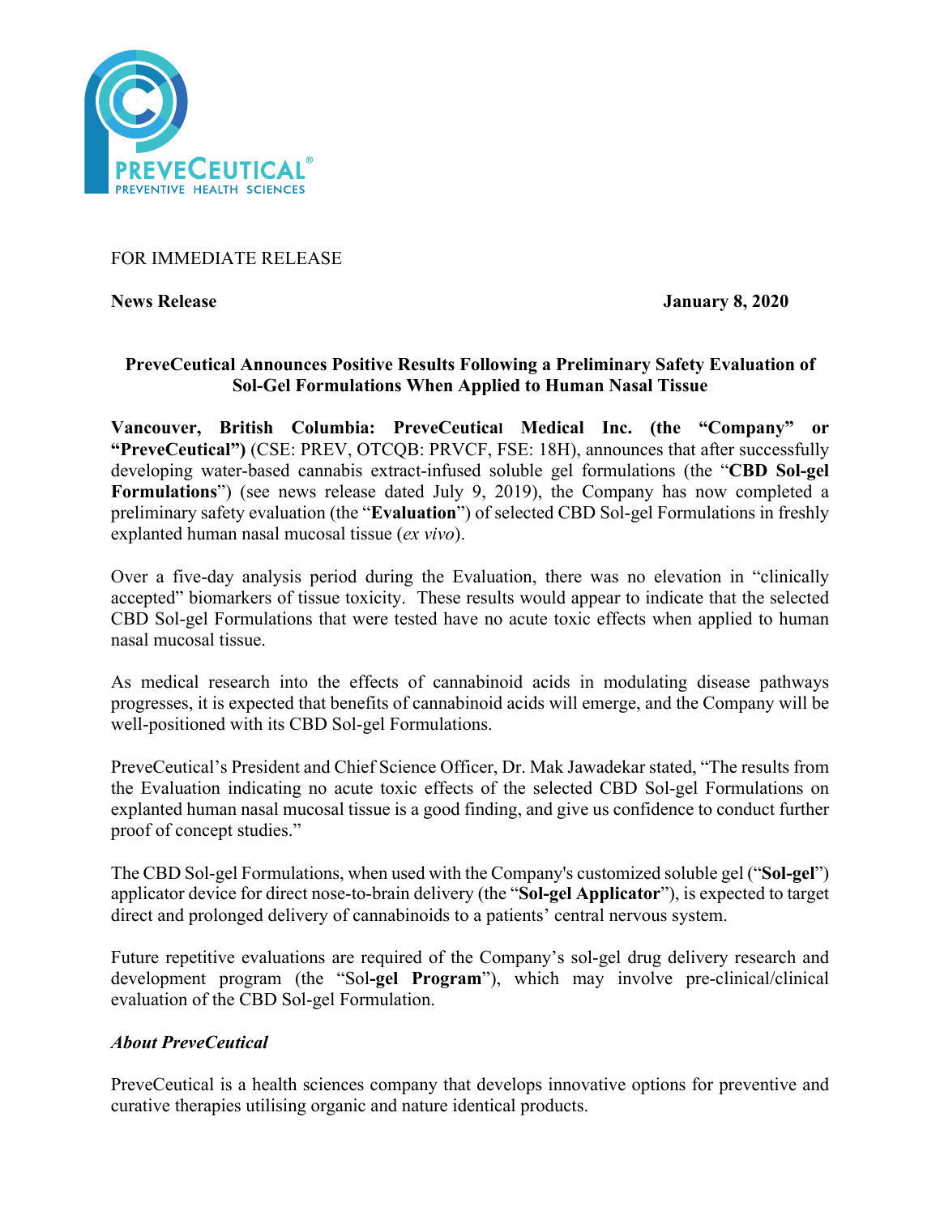FOR IMMEDIATE RELEASE

**News Release** **January 8, 2020**

**PreveCeutical Announces Positive Results Following a Preliminary Safety Evaluation of Sol-Gel Formulations When Applied to Human Nasal Tissue**

**Vancouver, British Columbia: PreveCeutical Medical Inc. (the "Company" or "PreveCeutical")** (CSE: PREV, OTCQB: PRVCF, FSE: 18H), announces that after successfully developing water-based cannabis extract-infused soluble gel formulations (the "**CBD Sol-gel Formulations**") (see news release dated July 9, 2019), the Company has now completed a preliminary safety evaluation (the "**Evaluation**") of selected CBD Sol-gel Formulations in freshly explanted human nasal mucosal tissue (*ex vivo*).

Over a five-day analysis period during the Evaluation, there was no elevation in "clinically accepted" biomarkers of tissue toxicity. These results would appear to indicate that the selected CBD Sol-gel Formulations that were tested have no acute toxic effects when applied to human nasal mucosal tissue.

As medical research into the effects of cannabinoid acids in modulating disease pathways progresses, it is expected that benefits of cannabinoid acids will emerge, and the Company will be well-positioned with its CBD Sol-gel Formulations.

PreveCeutical's President and Chief Science Officer, Dr. Mak Jawadekar stated, "The results from the Evaluation indicating no acute toxic effects of the selected CBD Sol-gel Formulations on explanted human nasal mucosal tissue is a good finding, and give us confidence to conduct further proof of concept studies."

The CBD Sol-gel Formulations, when used with the Company's customized soluble gel ("**Sol-gel**") applicator device for direct nose-to-brain delivery (the "**Sol-gel Applicator**"), is expected to target direct and prolonged delivery of cannabinoids to a patients' central nervous system.

Future repetitive evaluations are required of the Company's sol-gel drug delivery research and development program (the "Sol**-gel Program**"), which may involve pre-clinical/clinical evaluation of the CBD Sol-gel Formulation.

### *About PreveCeutical*

PreveCeutical is a health sciences company that develops innovative options for preventive and curative therapies utilising organic and nature identical products.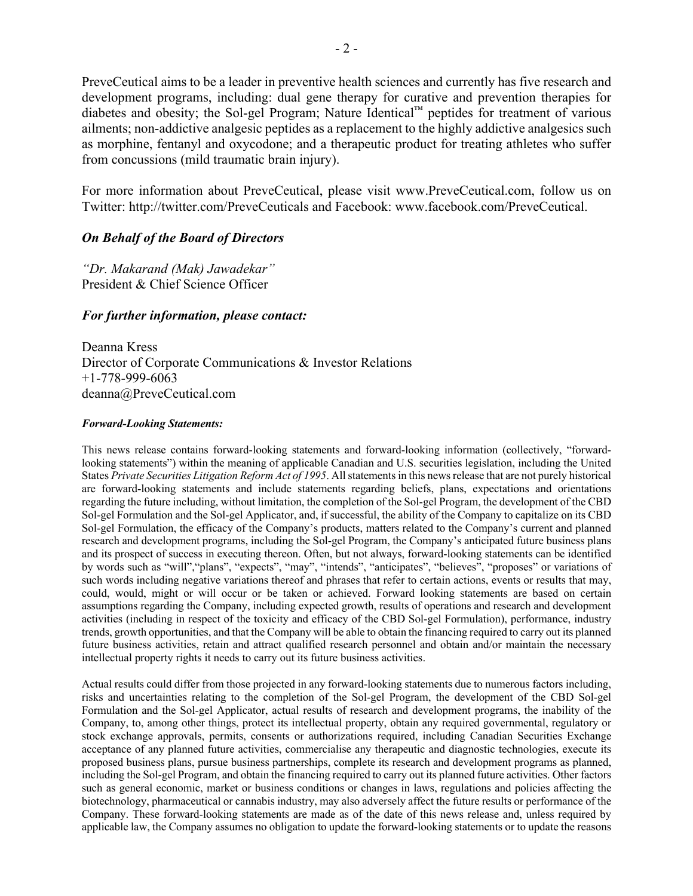PreveCeutical aims to be a leader in preventive health sciences and currently has five research and development programs, including: dual gene therapy for curative and prevention therapies for diabetes and obesity; the Sol-gel Program; Nature Identical™ peptides for treatment of various ailments; non-addictive analgesic peptides as a replacement to the highly addictive analgesics such as morphine, fentanyl and oxycodone; and a therapeutic product for treating athletes who suffer from concussions (mild traumatic brain injury).

For more information about PreveCeutical, please visit www.PreveCeutical.com, follow us on Twitter: http://twitter.com/PreveCeuticals and Facebook: www.facebook.com/PreveCeutical.

***On Behalf of the Board of Directors***

*"Dr. Makarand (Mak) Jawadekar"*
President & Chief Science Officer

***For further information, please contact:***

Deanna Kress
Director of Corporate Communications & Investor Relations
+1-778-999-6063
deanna@PreveCeutical.com

***Forward-Looking Statements:***

This news release contains forward-looking statements and forward-looking information (collectively, "forward-looking statements") within the meaning of applicable Canadian and U.S. securities legislation, including the United States *Private Securities Litigation Reform Act of 1995*. All statements in this news release that are not purely historical are forward-looking statements and include statements regarding beliefs, plans, expectations and orientations regarding the future including, without limitation, the completion of the Sol-gel Program, the development of the CBD Sol-gel Formulation and the Sol-gel Applicator, and, if successful, the ability of the Company to capitalize on its CBD Sol-gel Formulation, the efficacy of the Company's products, matters related to the Company's current and planned research and development programs, including the Sol-gel Program, the Company's anticipated future business plans and its prospect of success in executing thereon. Often, but not always, forward-looking statements can be identified by words such as "will","plans", "expects", "may", "intends", "anticipates", "believes", "proposes" or variations of such words including negative variations thereof and phrases that refer to certain actions, events or results that may, could, would, might or will occur or be taken or achieved. Forward looking statements are based on certain assumptions regarding the Company, including expected growth, results of operations and research and development activities (including in respect of the toxicity and efficacy of the CBD Sol-gel Formulation), performance, industry trends, growth opportunities, and that the Company will be able to obtain the financing required to carry out its planned future business activities, retain and attract qualified research personnel and obtain and/or maintain the necessary intellectual property rights it needs to carry out its future business activities.

Actual results could differ from those projected in any forward-looking statements due to numerous factors including, risks and uncertainties relating to the completion of the Sol-gel Program, the development of the CBD Sol-gel Formulation and the Sol-gel Applicator, actual results of research and development programs, the inability of the Company, to, among other things, protect its intellectual property, obtain any required governmental, regulatory or stock exchange approvals, permits, consents or authorizations required, including Canadian Securities Exchange acceptance of any planned future activities, commercialise any therapeutic and diagnostic technologies, execute its proposed business plans, pursue business partnerships, complete its research and development programs as planned, including the Sol-gel Program, and obtain the financing required to carry out its planned future activities. Other factors such as general economic, market or business conditions or changes in laws, regulations and policies affecting the biotechnology, pharmaceutical or cannabis industry, may also adversely affect the future results or performance of the Company. These forward-looking statements are made as of the date of this news release and, unless required by applicable law, the Company assumes no obligation to update the forward-looking statements or to update the reasons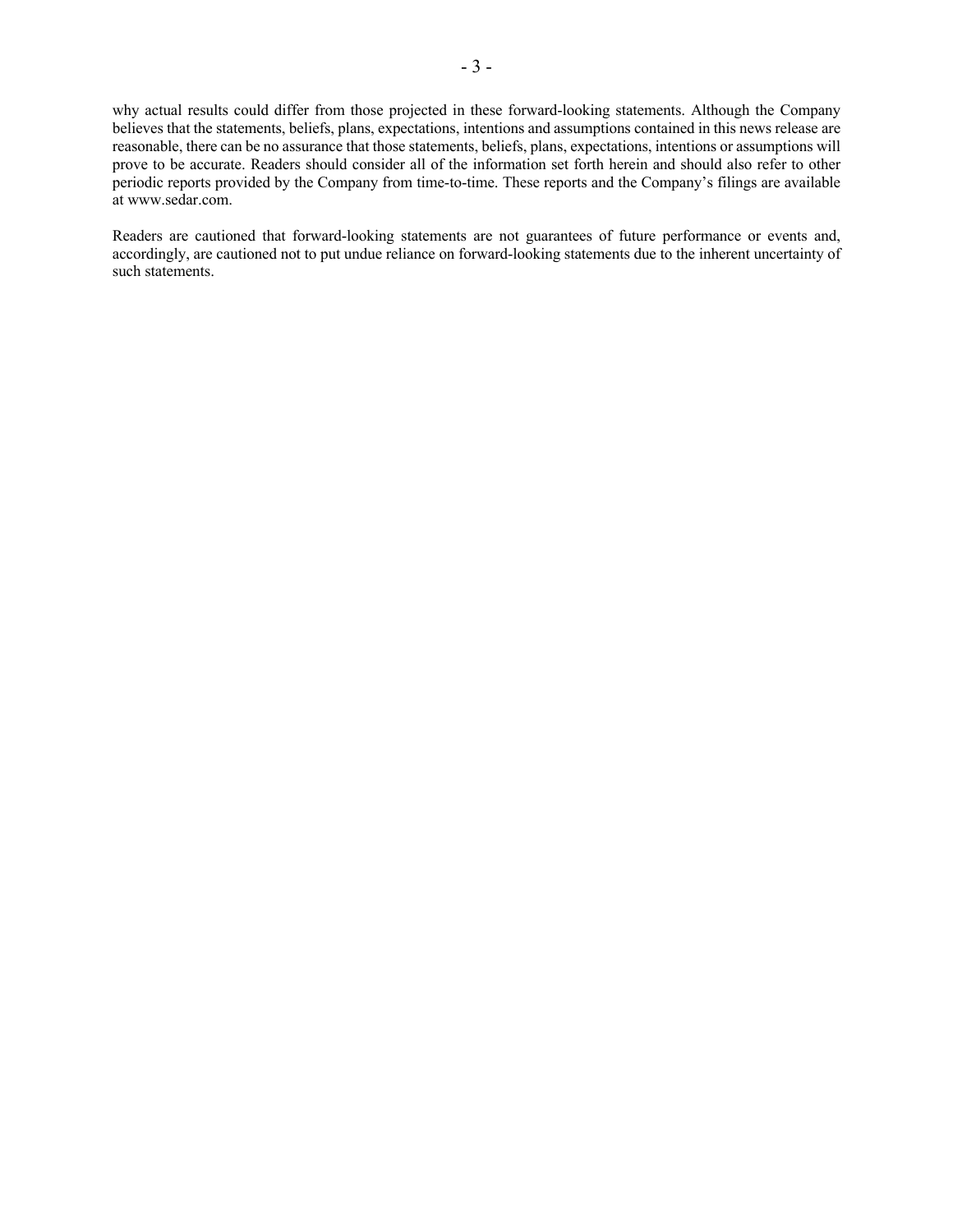why actual results could differ from those projected in these forward-looking statements. Although the Company believes that the statements, beliefs, plans, expectations, intentions and assumptions contained in this news release are reasonable, there can be no assurance that those statements, beliefs, plans, expectations, intentions or assumptions will prove to be accurate. Readers should consider all of the information set forth herein and should also refer to other periodic reports provided by the Company from time-to-time. These reports and the Company's filings are available at www.sedar.com.

Readers are cautioned that forward-looking statements are not guarantees of future performance or events and, accordingly, are cautioned not to put undue reliance on forward-looking statements due to the inherent uncertainty of such statements.